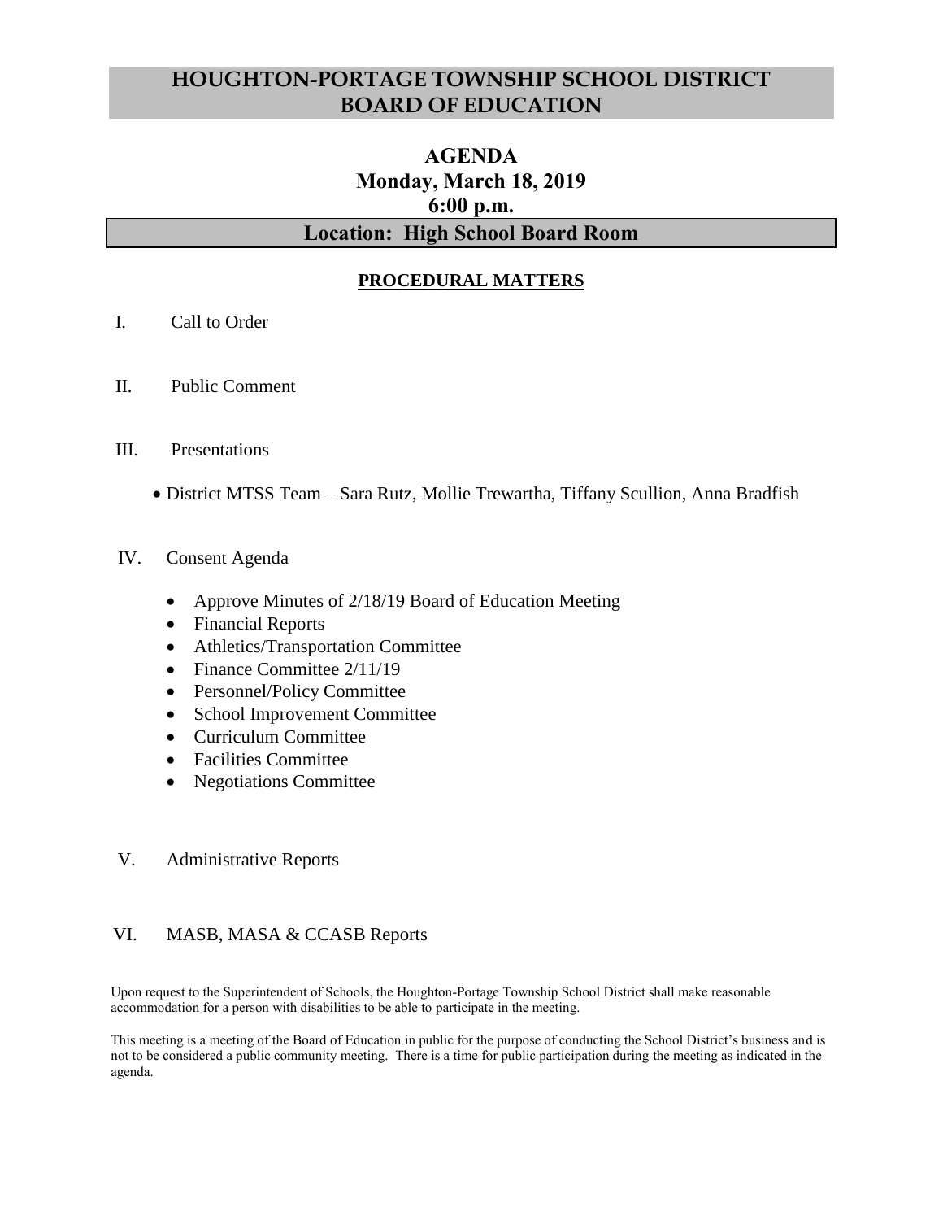# HOUGHTON-PORTAGE TOWNSHIP SCHOOL DISTRICT BOARD OF EDUCATION

## AGENDA
## Monday, March 18, 2019
## 6:00 p.m.

## Location: High School Board Room

**PROCEDURAL MATTERS**

I. Call to Order

II. Public Comment

III. Presentations

- District MTSS Team – Sara Rutz, Mollie Trewartha, Tiffany Scullion, Anna Bradfish

IV. Consent Agenda

- Approve Minutes of 2/18/19 Board of Education Meeting
- Financial Reports
- Athletics/Transportation Committee
- Finance Committee 2/11/19
- Personnel/Policy Committee
- School Improvement Committee
- Curriculum Committee
- Facilities Committee
- Negotiations Committee

V. Administrative Reports

VI. MASB, MASA & CCASB Reports

Upon request to the Superintendent of Schools, the Houghton-Portage Township School District shall make reasonable accommodation for a person with disabilities to be able to participate in the meeting.

This meeting is a meeting of the Board of Education in public for the purpose of conducting the School District's business and is not to be considered a public community meeting. There is a time for public participation during the meeting as indicated in the agenda.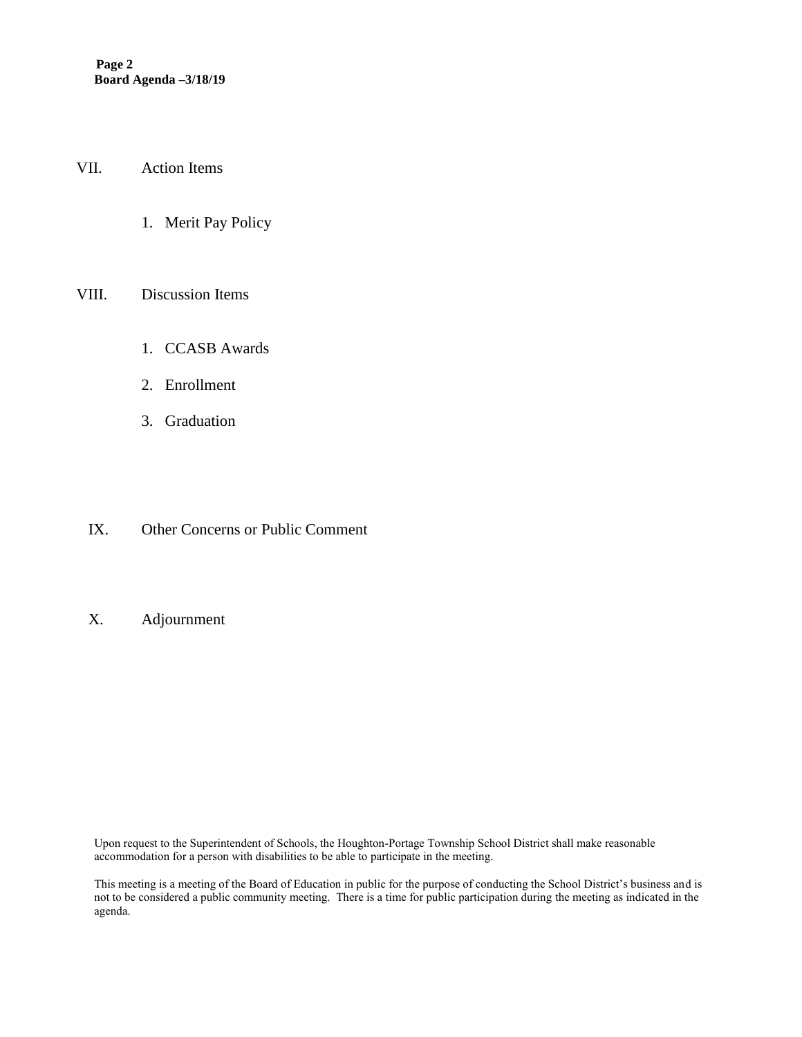VII. Action Items

1. Merit Pay Policy

VIII. Discussion Items

1. CCASB Awards
2. Enrollment
3. Graduation

IX. Other Concerns or Public Comment

X. Adjournment

Upon request to the Superintendent of Schools, the Houghton-Portage Township School District shall make reasonable accommodation for a person with disabilities to be able to participate in the meeting.

This meeting is a meeting of the Board of Education in public for the purpose of conducting the School District's business and is not to be considered a public community meeting. There is a time for public participation during the meeting as indicated in the agenda.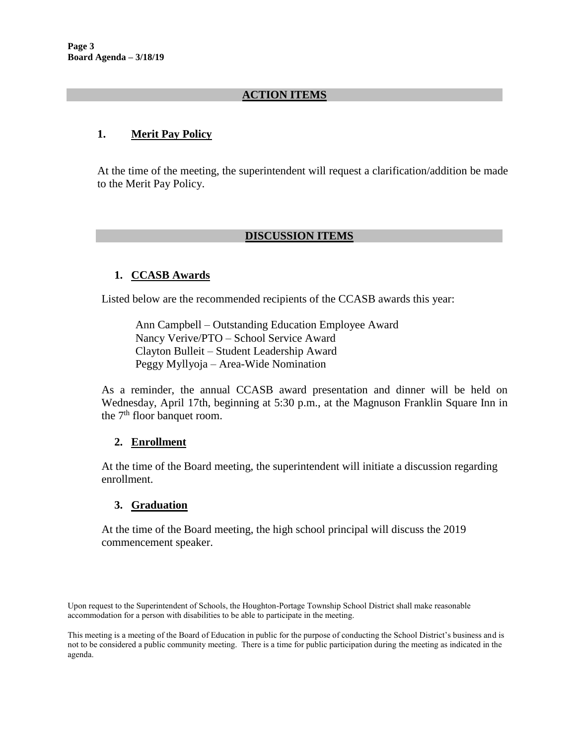## ACTION ITEMS

### 1. Merit Pay Policy

At the time of the meeting, the superintendent will request a clarification/addition be made to the Merit Pay Policy.

## DISCUSSION ITEMS

### 1. CCASB Awards

Listed below are the recommended recipients of the CCASB awards this year:

Ann Campbell – Outstanding Education Employee Award
Nancy Verive/PTO – School Service Award
Clayton Bulleit – Student Leadership Award
Peggy Myllyoja – Area-Wide Nomination

As a reminder, the annual CCASB award presentation and dinner will be held on Wednesday, April 17th, beginning at 5:30 p.m., at the Magnuson Franklin Square Inn in the 7th floor banquet room.

### 2. Enrollment

At the time of the Board meeting, the superintendent will initiate a discussion regarding enrollment.

### 3. Graduation

At the time of the Board meeting, the high school principal will discuss the 2019 commencement speaker.

Upon request to the Superintendent of Schools, the Houghton-Portage Township School District shall make reasonable accommodation for a person with disabilities to be able to participate in the meeting.

This meeting is a meeting of the Board of Education in public for the purpose of conducting the School District's business and is not to be considered a public community meeting. There is a time for public participation during the meeting as indicated in the agenda.